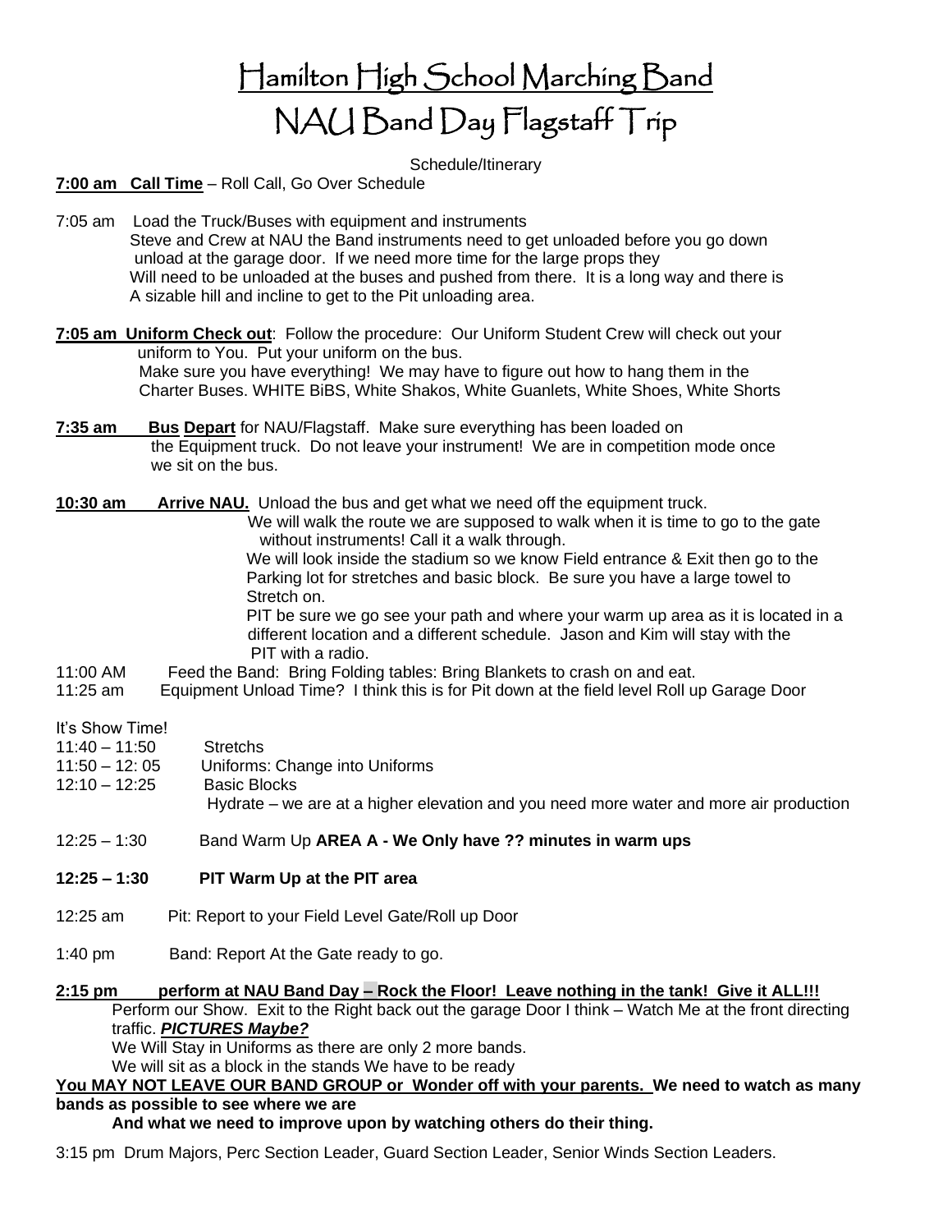# Hamilton High School Marching Band

# NAU Band Day Flagstaff Trip

Schedule/Itinerary

**7:00 am Call Time** – Roll Call, Go Over Schedule

7:05 am Load the Truck/Buses with equipment and instruments
Steve and Crew at NAU the Band instruments need to get unloaded before you go down
unload at the garage door. If we need more time for the large props they
Will need to be unloaded at the buses and pushed from there. It is a long way and there is
A sizable hill and incline to get to the Pit unloading area.

**7:05 am Uniform Check out**: Follow the procedure: Our Uniform Student Crew will check out your
uniform to You. Put your uniform on the bus.
Make sure you have everything! We may have to figure out how to hang them in the
Charter Buses. WHITE BiBS, White Shakos, White Guanlets, White Shoes, White Shorts

**7:35 am Bus Depart** for NAU/Flagstaff. Make sure everything has been loaded on
the Equipment truck. Do not leave your instrument! We are in competition mode once
we sit on the bus.

**10:30 am Arrive NAU.** Unload the bus and get what we need off the equipment truck.
We will walk the route we are supposed to walk when it is time to go to the gate
without instruments! Call it a walk through.
We will look inside the stadium so we know Field entrance & Exit then go to the
Parking lot for stretches and basic block. Be sure you have a large towel to
Stretch on.
PIT be sure we go see your path and where your warm up area as it is located in a
different location and a different schedule. Jason and Kim will stay with the
PIT with a radio.

11:00 AM Feed the Band: Bring Folding tables: Bring Blankets to crash on and eat.

11:25 am Equipment Unload Time? I think this is for Pit down at the field level Roll up Garage Door

It's Show Time!

11:40 – 11:50 Stretchs

11:50 – 12: 05 Uniforms: Change into Uniforms

12:10 – 12:25 Basic Blocks
Hydrate – we are at a higher elevation and you need more water and more air production

12:25 – 1:30 Band Warm Up **AREA A - We Only have ?? minutes in warm ups**

**12:25 – 1:30 PIT Warm Up at the PIT area**

12:25 am Pit: Report to your Field Level Gate/Roll up Door

1:40 pm Band: Report At the Gate ready to go.

**2:15 pm perform at NAU Band Day – Rock the Floor! Leave nothing in the tank! Give it ALL!!!**

Perform our Show. Exit to the Right back out the garage Door I think – Watch Me at the front directing traffic. ***PICTURES Maybe?***

We Will Stay in Uniforms as there are only 2 more bands.

We will sit as a block in the stands We have to be ready

**You MAY NOT LEAVE OUR BAND GROUP or Wonder off with your parents. We need to watch as many bands as possible to see where we are**

**And what we need to improve upon by watching others do their thing.**

3:15 pm Drum Majors, Perc Section Leader, Guard Section Leader, Senior Winds Section Leaders.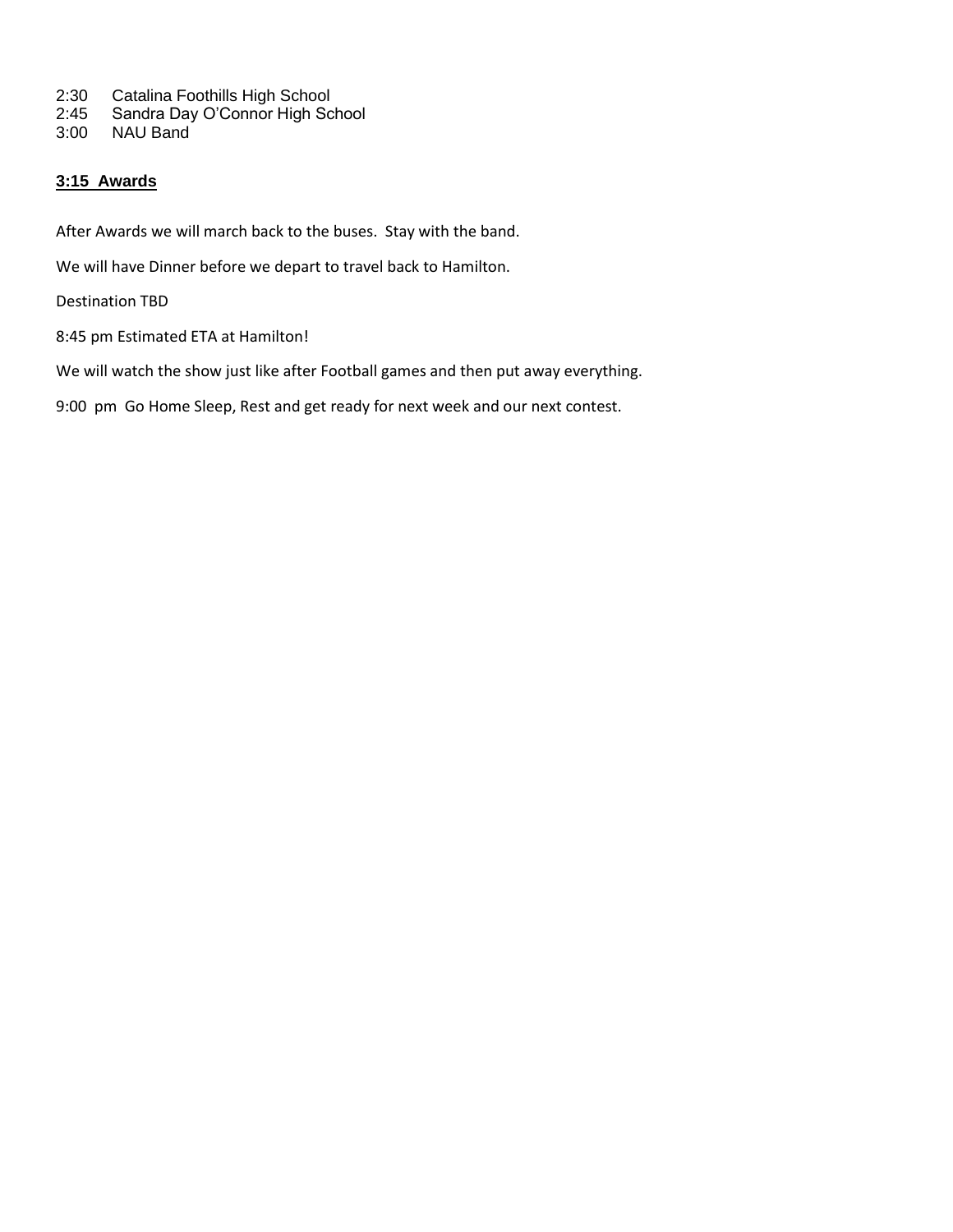2:30 Catalina Foothills High School
2:45 Sandra Day O'Connor High School
3:00 NAU Band

**3:15 Awards**

After Awards we will march back to the buses. Stay with the band.

We will have Dinner before we depart to travel back to Hamilton.

Destination TBD

8:45 pm Estimated ETA at Hamilton!

We will watch the show just like after Football games and then put away everything.

9:00 pm Go Home Sleep, Rest and get ready for next week and our next contest.